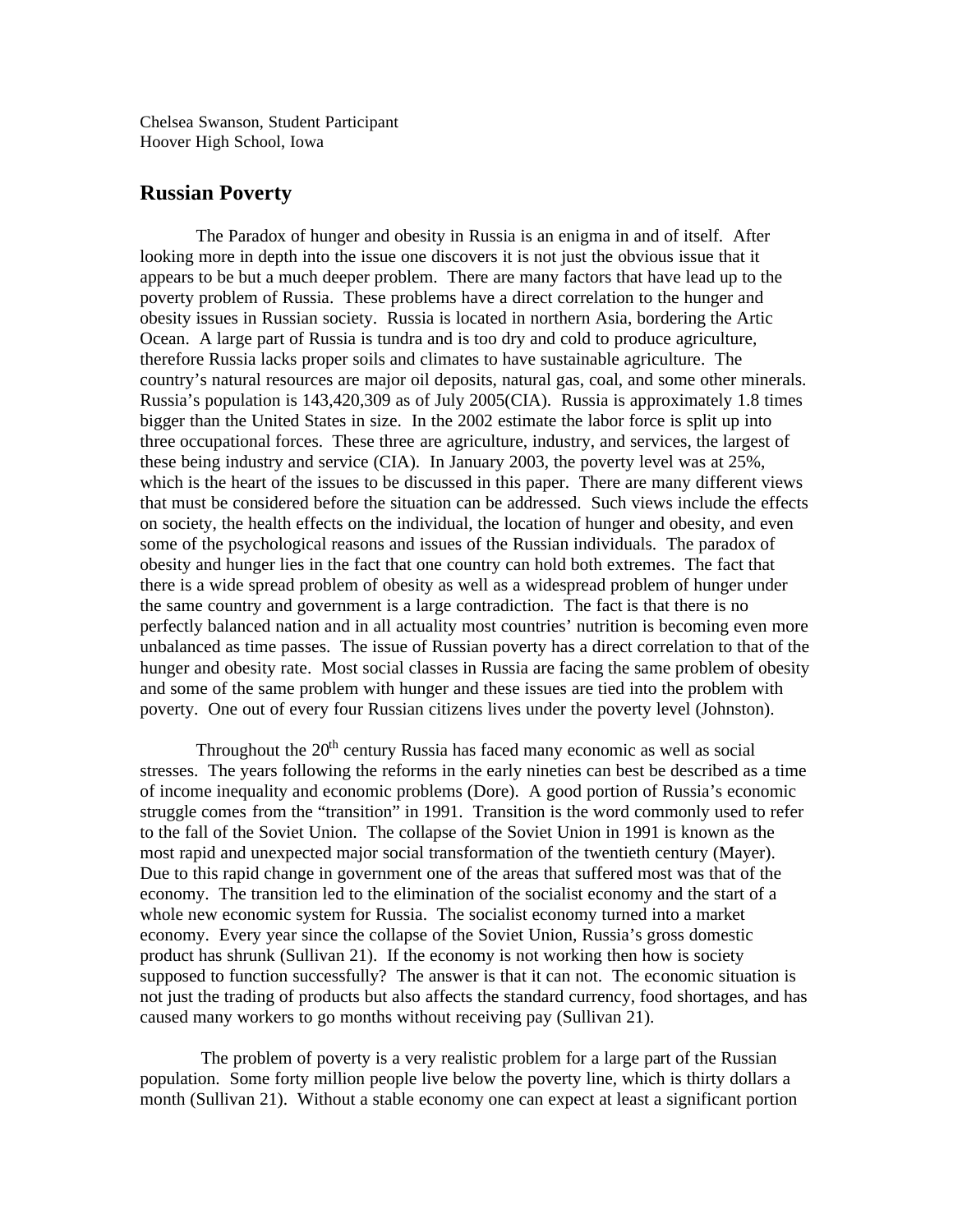Chelsea Swanson, Student Participant
Hoover High School, Iowa

## Russian Poverty

The Paradox of hunger and obesity in Russia is an enigma in and of itself. After looking more in depth into the issue one discovers it is not just the obvious issue that it appears to be but a much deeper problem. There are many factors that have lead up to the poverty problem of Russia. These problems have a direct correlation to the hunger and obesity issues in Russian society. Russia is located in northern Asia, bordering the Artic Ocean. A large part of Russia is tundra and is too dry and cold to produce agriculture, therefore Russia lacks proper soils and climates to have sustainable agriculture. The country's natural resources are major oil deposits, natural gas, coal, and some other minerals. Russia's population is 143,420,309 as of July 2005(CIA). Russia is approximately 1.8 times bigger than the United States in size. In the 2002 estimate the labor force is split up into three occupational forces. These three are agriculture, industry, and services, the largest of these being industry and service (CIA). In January 2003, the poverty level was at 25%, which is the heart of the issues to be discussed in this paper. There are many different views that must be considered before the situation can be addressed. Such views include the effects on society, the health effects on the individual, the location of hunger and obesity, and even some of the psychological reasons and issues of the Russian individuals. The paradox of obesity and hunger lies in the fact that one country can hold both extremes. The fact that there is a wide spread problem of obesity as well as a widespread problem of hunger under the same country and government is a large contradiction. The fact is that there is no perfectly balanced nation and in all actuality most countries' nutrition is becoming even more unbalanced as time passes. The issue of Russian poverty has a direct correlation to that of the hunger and obesity rate. Most social classes in Russia are facing the same problem of obesity and some of the same problem with hunger and these issues are tied into the problem with poverty. One out of every four Russian citizens lives under the poverty level (Johnston).

Throughout the 20th century Russia has faced many economic as well as social stresses. The years following the reforms in the early nineties can best be described as a time of income inequality and economic problems (Dore). A good portion of Russia's economic struggle comes from the "transition" in 1991. Transition is the word commonly used to refer to the fall of the Soviet Union. The collapse of the Soviet Union in 1991 is known as the most rapid and unexpected major social transformation of the twentieth century (Mayer). Due to this rapid change in government one of the areas that suffered most was that of the economy. The transition led to the elimination of the socialist economy and the start of a whole new economic system for Russia. The socialist economy turned into a market economy. Every year since the collapse of the Soviet Union, Russia's gross domestic product has shrunk (Sullivan 21). If the economy is not working then how is society supposed to function successfully? The answer is that it can not. The economic situation is not just the trading of products but also affects the standard currency, food shortages, and has caused many workers to go months without receiving pay (Sullivan 21).

The problem of poverty is a very realistic problem for a large part of the Russian population. Some forty million people live below the poverty line, which is thirty dollars a month (Sullivan 21). Without a stable economy one can expect at least a significant portion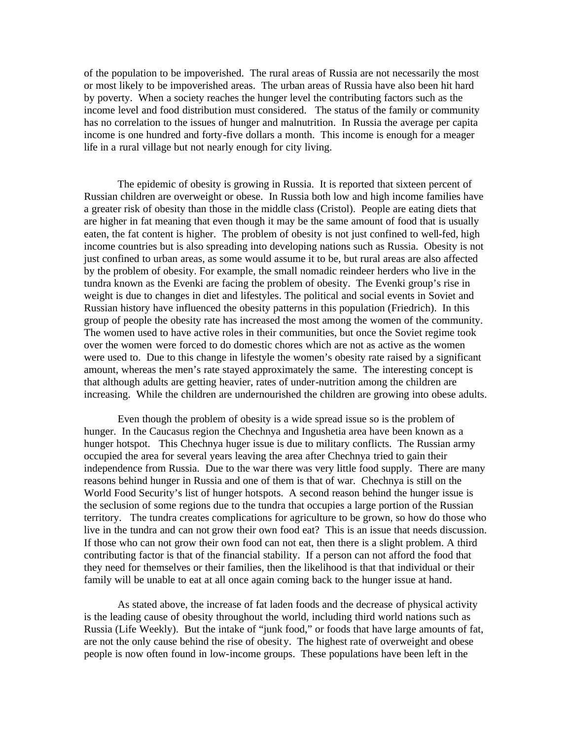of the population to be impoverished. The rural areas of Russia are not necessarily the most or most likely to be impoverished areas. The urban areas of Russia have also been hit hard by poverty. When a society reaches the hunger level the contributing factors such as the income level and food distribution must considered. The status of the family or community has no correlation to the issues of hunger and malnutrition. In Russia the average per capita income is one hundred and forty-five dollars a month. This income is enough for a meager life in a rural village but not nearly enough for city living.

The epidemic of obesity is growing in Russia. It is reported that sixteen percent of Russian children are overweight or obese. In Russia both low and high income families have a greater risk of obesity than those in the middle class (Cristol). People are eating diets that are higher in fat meaning that even though it may be the same amount of food that is usually eaten, the fat content is higher. The problem of obesity is not just confined to well-fed, high income countries but is also spreading into developing nations such as Russia. Obesity is not just confined to urban areas, as some would assume it to be, but rural areas are also affected by the problem of obesity. For example, the small nomadic reindeer herders who live in the tundra known as the Evenki are facing the problem of obesity. The Evenki group's rise in weight is due to changes in diet and lifestyles. The political and social events in Soviet and Russian history have influenced the obesity patterns in this population (Friedrich). In this group of people the obesity rate has increased the most among the women of the community. The women used to have active roles in their communities, but once the Soviet regime took over the women were forced to do domestic chores which are not as active as the women were used to. Due to this change in lifestyle the women's obesity rate raised by a significant amount, whereas the men's rate stayed approximately the same. The interesting concept is that although adults are getting heavier, rates of under-nutrition among the children are increasing. While the children are undernourished the children are growing into obese adults.

Even though the problem of obesity is a wide spread issue so is the problem of hunger. In the Caucasus region the Chechnya and Ingushetia area have been known as a hunger hotspot. This Chechnya huger issue is due to military conflicts. The Russian army occupied the area for several years leaving the area after Chechnya tried to gain their independence from Russia. Due to the war there was very little food supply. There are many reasons behind hunger in Russia and one of them is that of war. Chechnya is still on the World Food Security's list of hunger hotspots. A second reason behind the hunger issue is the seclusion of some regions due to the tundra that occupies a large portion of the Russian territory. The tundra creates complications for agriculture to be grown, so how do those who live in the tundra and can not grow their own food eat? This is an issue that needs discussion. If those who can not grow their own food can not eat, then there is a slight problem. A third contributing factor is that of the financial stability. If a person can not afford the food that they need for themselves or their families, then the likelihood is that that individual or their family will be unable to eat at all once again coming back to the hunger issue at hand.

As stated above, the increase of fat laden foods and the decrease of physical activity is the leading cause of obesity throughout the world, including third world nations such as Russia (Life Weekly). But the intake of "junk food," or foods that have large amounts of fat, are not the only cause behind the rise of obesity. The highest rate of overweight and obese people is now often found in low-income groups. These populations have been left in the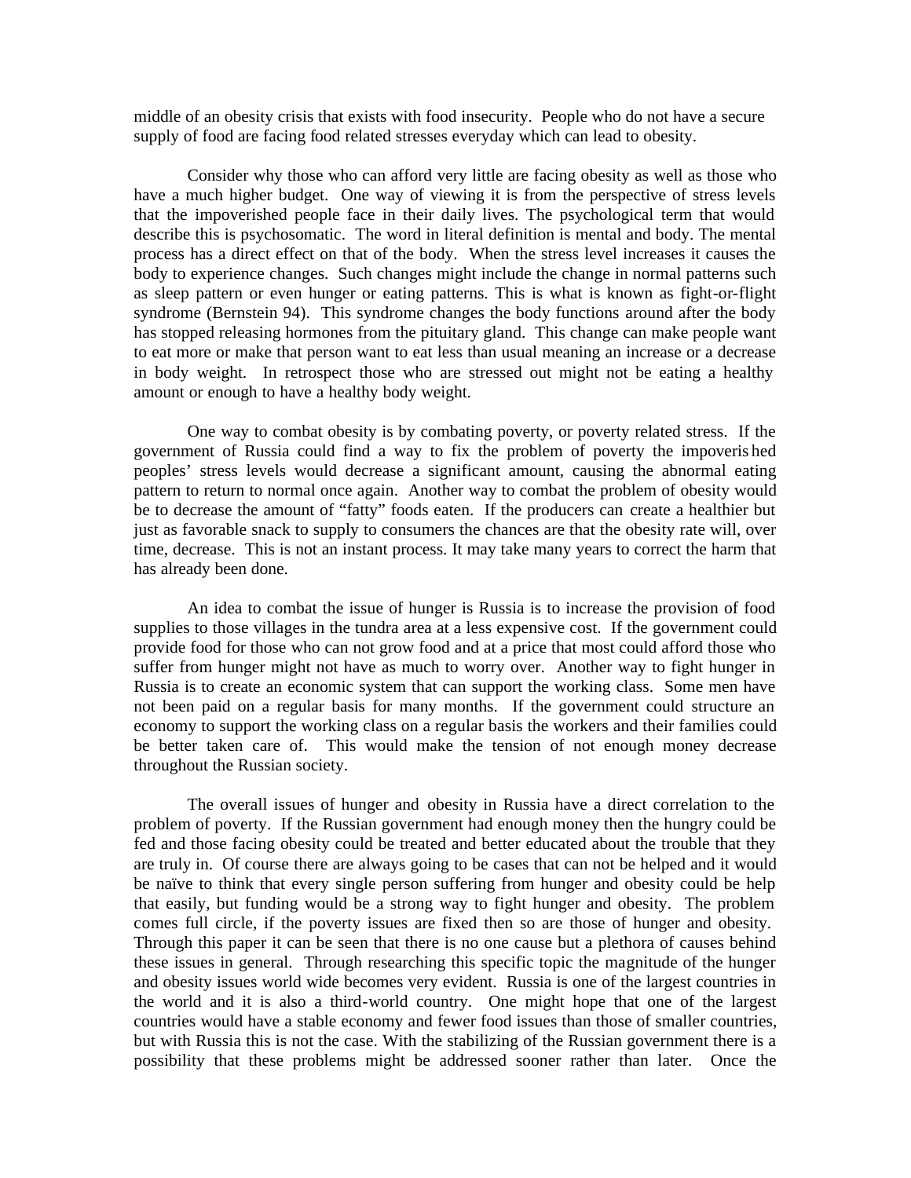middle of an obesity crisis that exists with food insecurity. People who do not have a secure supply of food are facing food related stresses everyday which can lead to obesity.

Consider why those who can afford very little are facing obesity as well as those who have a much higher budget. One way of viewing it is from the perspective of stress levels that the impoverished people face in their daily lives. The psychological term that would describe this is psychosomatic. The word in literal definition is mental and body. The mental process has a direct effect on that of the body. When the stress level increases it causes the body to experience changes. Such changes might include the change in normal patterns such as sleep pattern or even hunger or eating patterns. This is what is known as fight-or-flight syndrome (Bernstein 94). This syndrome changes the body functions around after the body has stopped releasing hormones from the pituitary gland. This change can make people want to eat more or make that person want to eat less than usual meaning an increase or a decrease in body weight. In retrospect those who are stressed out might not be eating a healthy amount or enough to have a healthy body weight.

One way to combat obesity is by combating poverty, or poverty related stress. If the government of Russia could find a way to fix the problem of poverty the impoverished peoples' stress levels would decrease a significant amount, causing the abnormal eating pattern to return to normal once again. Another way to combat the problem of obesity would be to decrease the amount of "fatty" foods eaten. If the producers can create a healthier but just as favorable snack to supply to consumers the chances are that the obesity rate will, over time, decrease. This is not an instant process. It may take many years to correct the harm that has already been done.

An idea to combat the issue of hunger is Russia is to increase the provision of food supplies to those villages in the tundra area at a less expensive cost. If the government could provide food for those who can not grow food and at a price that most could afford those who suffer from hunger might not have as much to worry over. Another way to fight hunger in Russia is to create an economic system that can support the working class. Some men have not been paid on a regular basis for many months. If the government could structure an economy to support the working class on a regular basis the workers and their families could be better taken care of. This would make the tension of not enough money decrease throughout the Russian society.

The overall issues of hunger and obesity in Russia have a direct correlation to the problem of poverty. If the Russian government had enough money then the hungry could be fed and those facing obesity could be treated and better educated about the trouble that they are truly in. Of course there are always going to be cases that can not be helped and it would be naïve to think that every single person suffering from hunger and obesity could be help that easily, but funding would be a strong way to fight hunger and obesity. The problem comes full circle, if the poverty issues are fixed then so are those of hunger and obesity. Through this paper it can be seen that there is no one cause but a plethora of causes behind these issues in general. Through researching this specific topic the magnitude of the hunger and obesity issues world wide becomes very evident. Russia is one of the largest countries in the world and it is also a third-world country. One might hope that one of the largest countries would have a stable economy and fewer food issues than those of smaller countries, but with Russia this is not the case. With the stabilizing of the Russian government there is a possibility that these problems might be addressed sooner rather than later. Once the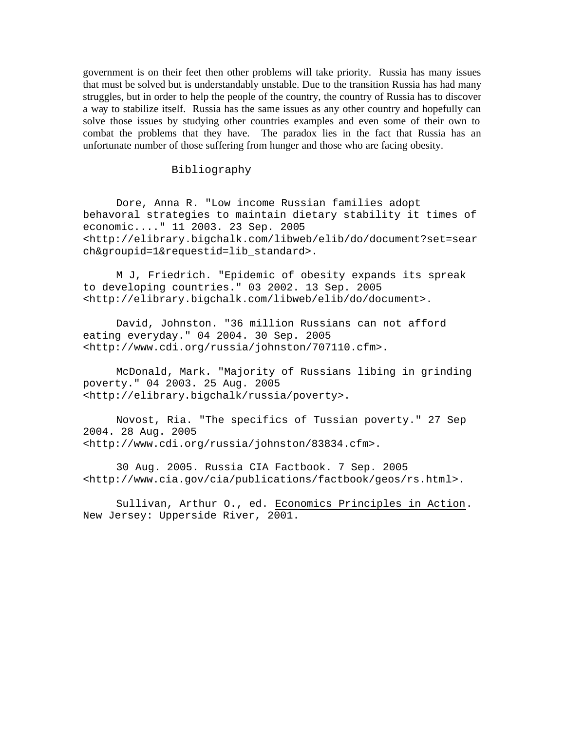government is on their feet then other problems will take priority. Russia has many issues that must be solved but is understandably unstable. Due to the transition Russia has had many struggles, but in order to help the people of the country, the country of Russia has to discover a way to stabilize itself. Russia has the same issues as any other country and hopefully can solve those issues by studying other countries examples and even some of their own to combat the problems that they have. The paradox lies in the fact that Russia has an unfortunate number of those suffering from hunger and those who are facing obesity.

## Bibliography

Dore, Anna R. "Low income Russian families adopt behavioral strategies to maintain dietary stability it times of economic...." 11 2003. 23 Sep. 2005 <http://elibrary.bigchalk.com/libweb/elib/do/document?set=search&groupid=1&requestid=lib_standard>.

M J, Friedrich. "Epidemic of obesity expands its spreak to developing countries." 03 2002. 13 Sep. 2005 <http://elibrary.bigchalk.com/libweb/elib/do/document>.

David, Johnston. "36 million Russians can not afford eating everyday." 04 2004. 30 Sep. 2005 <http://www.cdi.org/russia/johnston/707110.cfm>.

McDonald, Mark. "Majority of Russians libing in grinding poverty." 04 2003. 25 Aug. 2005 <http://elibrary.bigchalk/russia/poverty>.

Novost, Ria. "The specifics of Tussian poverty." 27 Sep 2004. 28 Aug. 2005 <http://www.cdi.org/russia/johnston/83834.cfm>.

30 Aug. 2005. Russia CIA Factbook. 7 Sep. 2005 <http://www.cia.gov/cia/publications/factbook/geos/rs.html>.

Sullivan, Arthur O., ed. <u>Economics Principles in Action</u>. New Jersey: Upperside River, 2001.